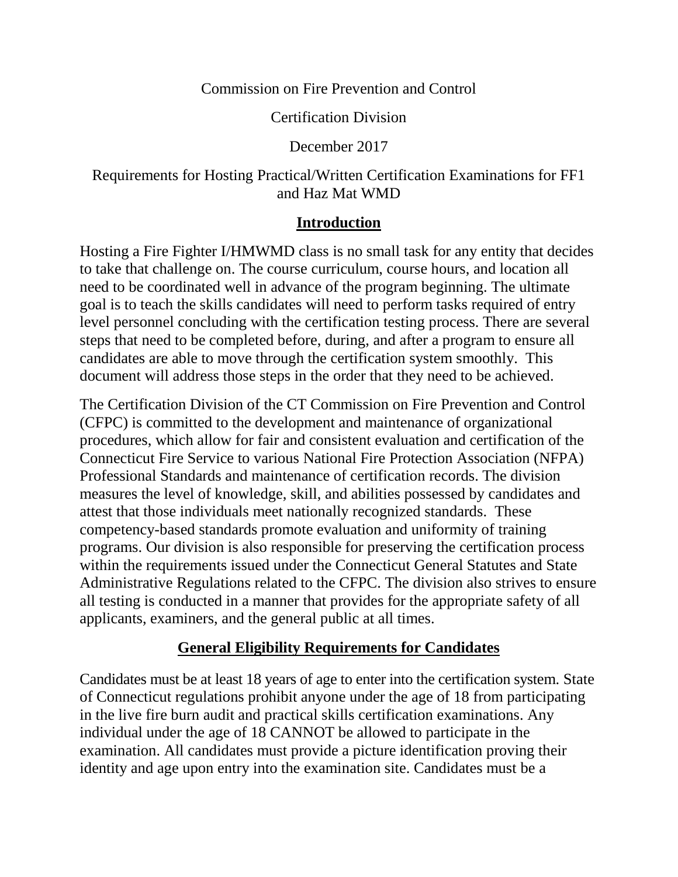Commission on Fire Prevention and Control

Certification Division

December 2017

Requirements for Hosting Practical/Written Certification Examinations for FF1 and Haz Mat WMD

## Introduction

Hosting a Fire Fighter I/HMWMD class is no small task for any entity that decides to take that challenge on. The course curriculum, course hours, and location all need to be coordinated well in advance of the program beginning. The ultimate goal is to teach the skills candidates will need to perform tasks required of entry level personnel concluding with the certification testing process. There are several steps that need to be completed before, during, and after a program to ensure all candidates are able to move through the certification system smoothly. This document will address those steps in the order that they need to be achieved.

The Certification Division of the CT Commission on Fire Prevention and Control (CFPC) is committed to the development and maintenance of organizational procedures, which allow for fair and consistent evaluation and certification of the Connecticut Fire Service to various National Fire Protection Association (NFPA) Professional Standards and maintenance of certification records. The division measures the level of knowledge, skill, and abilities possessed by candidates and attest that those individuals meet nationally recognized standards. These competency-based standards promote evaluation and uniformity of training programs. Our division is also responsible for preserving the certification process within the requirements issued under the Connecticut General Statutes and State Administrative Regulations related to the CFPC. The division also strives to ensure all testing is conducted in a manner that provides for the appropriate safety of all applicants, examiners, and the general public at all times.

## General Eligibility Requirements for Candidates

Candidates must be at least 18 years of age to enter into the certification system. State of Connecticut regulations prohibit anyone under the age of 18 from participating in the live fire burn audit and practical skills certification examinations. Any individual under the age of 18 CANNOT be allowed to participate in the examination. All candidates must provide a picture identification proving their identity and age upon entry into the examination site. Candidates must be a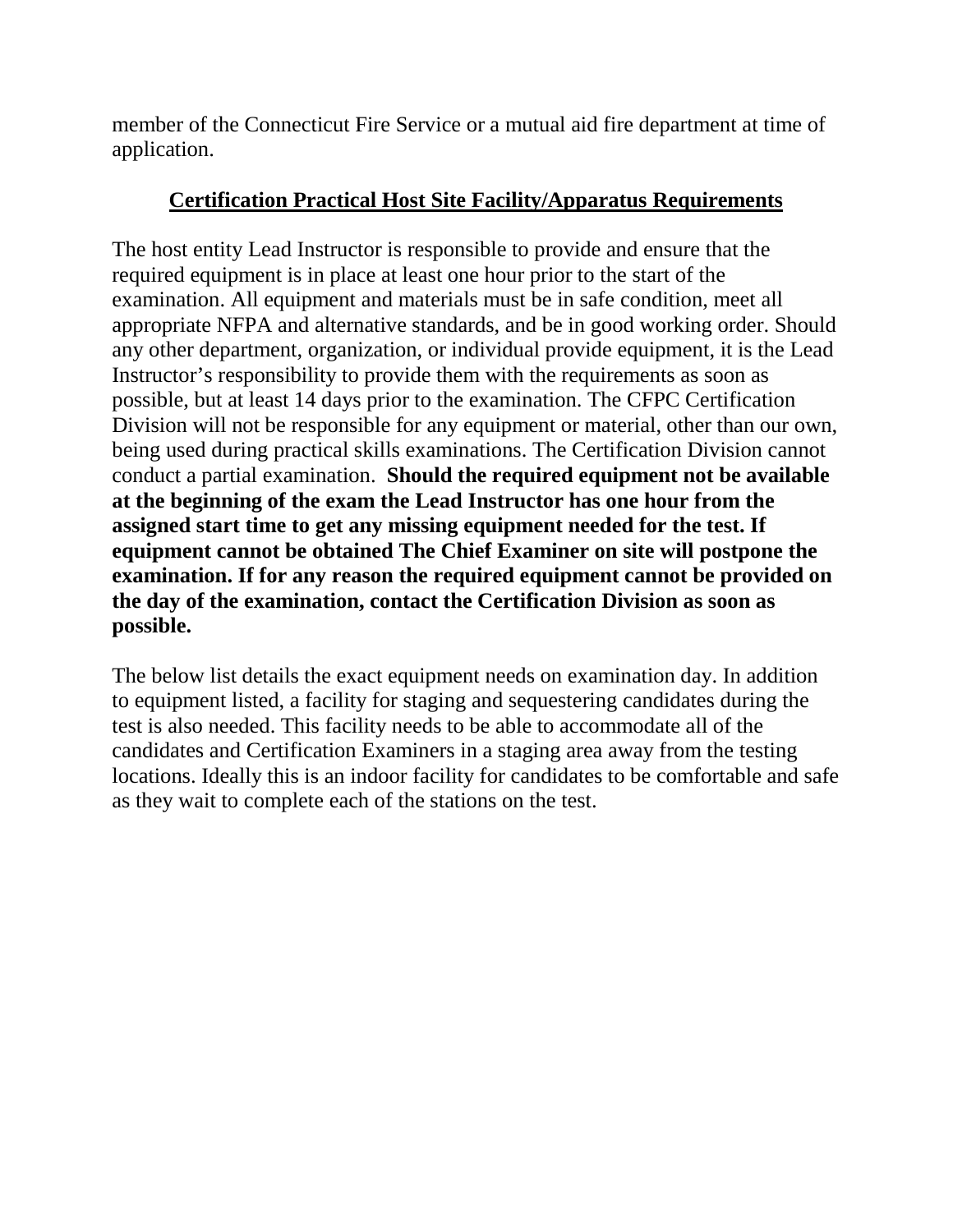member of the Connecticut Fire Service or a mutual aid fire department at time of application.

## Certification Practical Host Site Facility/Apparatus Requirements

The host entity Lead Instructor is responsible to provide and ensure that the required equipment is in place at least one hour prior to the start of the examination. All equipment and materials must be in safe condition, meet all appropriate NFPA and alternative standards, and be in good working order. Should any other department, organization, or individual provide equipment, it is the Lead Instructor's responsibility to provide them with the requirements as soon as possible, but at least 14 days prior to the examination. The CFPC Certification Division will not be responsible for any equipment or material, other than our own, being used during practical skills examinations. The Certification Division cannot conduct a partial examination. **Should the required equipment not be available at the beginning of the exam the Lead Instructor has one hour from the assigned start time to get any missing equipment needed for the test. If equipment cannot be obtained The Chief Examiner on site will postpone the examination. If for any reason the required equipment cannot be provided on the day of the examination, contact the Certification Division as soon as possible.**

The below list details the exact equipment needs on examination day. In addition to equipment listed, a facility for staging and sequestering candidates during the test is also needed. This facility needs to be able to accommodate all of the candidates and Certification Examiners in a staging area away from the testing locations. Ideally this is an indoor facility for candidates to be comfortable and safe as they wait to complete each of the stations on the test.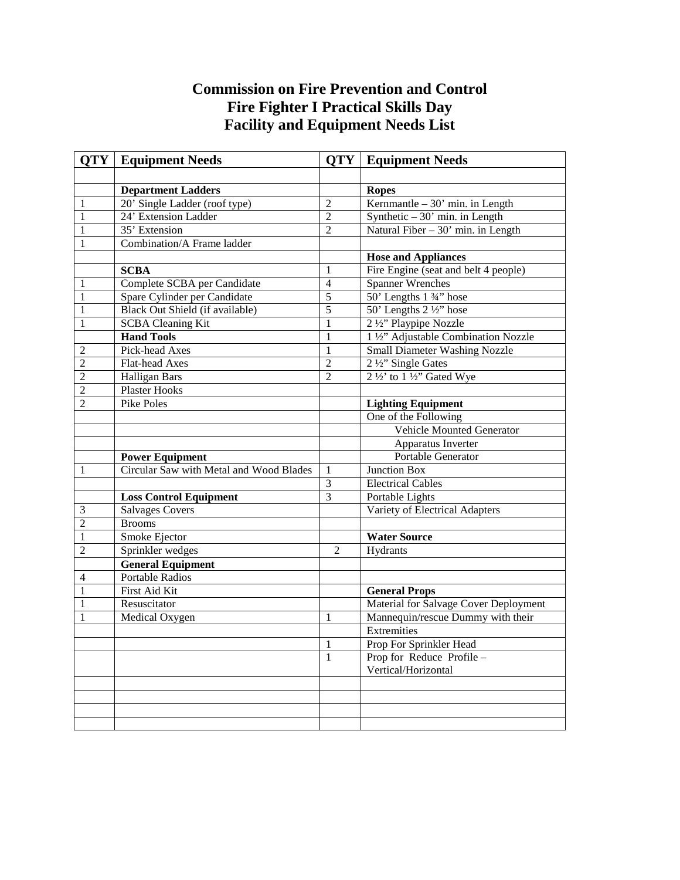# Commission on Fire Prevention and Control
# Fire Fighter I Practical Skills Day
# Facility and Equipment Needs List

| QTY | Equipment Needs | QTY | Equipment Needs |
|---|---|---|---|
| | | | |
| | **Department Ladders** | | **Ropes** |
| 1 | 20' Single Ladder (roof type) | 2 | Kernmantle – 30' min. in Length |
| 1 | 24' Extension Ladder | 2 | Synthetic – 30' min. in Length |
| 1 | 35' Extension | 2 | Natural Fiber – 30' min. in Length |
| 1 | Combination/A Frame ladder | | |
| | | | **Hose and Appliances** |
| | **SCBA** | 1 | Fire Engine (seat and belt 4 people) |
| 1 | Complete SCBA per Candidate | 4 | Spanner Wrenches |
| 1 | Spare Cylinder per Candidate | 5 | 50' Lengths 1 ¾" hose |
| 1 | Black Out Shield (if available) | 5 | 50' Lengths 2 ½" hose |
| 1 | SCBA Cleaning Kit | 1 | 2 ½" Playpipe Nozzle |
| | **Hand Tools** | 1 | 1 ½" Adjustable Combination Nozzle |
| 2 | Pick-head Axes | 1 | Small Diameter Washing Nozzle |
| 2 | Flat-head Axes | 2 | 2 ½" Single Gates |
| 2 | Halligan Bars | 2 | 2 ½' to 1 ½" Gated Wye |
| 2 | Plaster Hooks | | |
| 2 | Pike Poles | | **Lighting Equipment** |
| | | | One of the Following |
| | | | Vehicle Mounted Generator |
| | | | Apparatus Inverter |
| | **Power Equipment** | | Portable Generator |
| 1 | Circular Saw with Metal and Wood Blades | 1 | Junction Box |
| | | 3 | Electrical Cables |
| | **Loss Control Equipment** | 3 | Portable Lights |
| 3 | Salvages Covers | | Variety of Electrical Adapters |
| 2 | Brooms | | |
| 1 | Smoke Ejector | | **Water Source** |
| 2 | Sprinkler wedges | 2 | Hydrants |
| | **General Equipment** | | |
| 4 | Portable Radios | | |
| 1 | First Aid Kit | | **General Props** |
| 1 | Resuscitator | | Material for Salvage Cover Deployment |
| 1 | Medical Oxygen | 1 | Mannequin/rescue Dummy with their Extremities |
| | | 1 | Prop For Sprinkler Head |
| | | 1 | Prop for Reduce Profile – Vertical/Horizontal |
| | | | |
| | | | |
| | | | |
| | | | |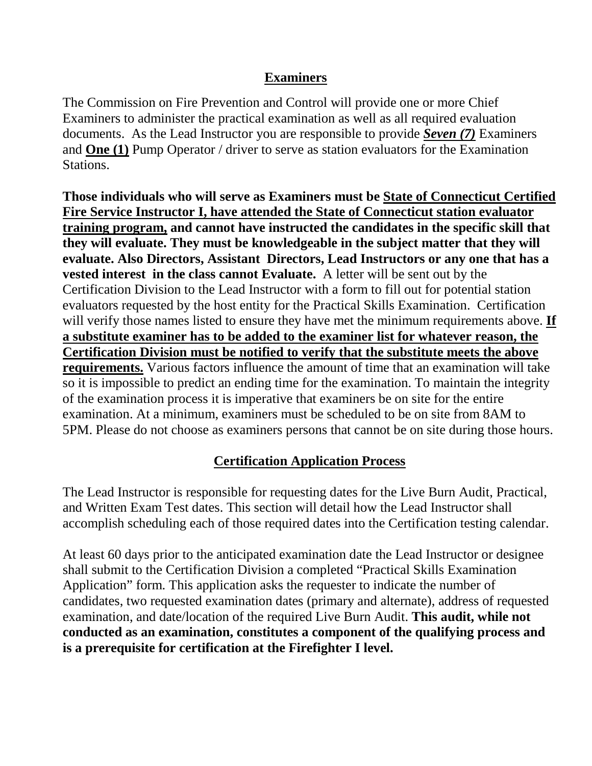## Examiners

The Commission on Fire Prevention and Control will provide one or more Chief Examiners to administer the practical examination as well as all required evaluation documents. As the Lead Instructor you are responsible to provide ***Seven (7)*** Examiners and **One (1)** Pump Operator / driver to serve as station evaluators for the Examination Stations.

**Those individuals who will serve as Examiners must be State of Connecticut Certified Fire Service Instructor I, have attended the State of Connecticut station evaluator training program, and cannot have instructed the candidates in the specific skill that they will evaluate. They must be knowledgeable in the subject matter that they will evaluate. Also Directors, Assistant Directors, Lead Instructors or any one that has a vested interest in the class cannot Evaluate.** A letter will be sent out by the Certification Division to the Lead Instructor with a form to fill out for potential station evaluators requested by the host entity for the Practical Skills Examination. Certification will verify those names listed to ensure they have met the minimum requirements above. **If a substitute examiner has to be added to the examiner list for whatever reason, the Certification Division must be notified to verify that the substitute meets the above requirements.** Various factors influence the amount of time that an examination will take so it is impossible to predict an ending time for the examination. To maintain the integrity of the examination process it is imperative that examiners be on site for the entire examination. At a minimum, examiners must be scheduled to be on site from 8AM to 5PM. Please do not choose as examiners persons that cannot be on site during those hours.

## Certification Application Process

The Lead Instructor is responsible for requesting dates for the Live Burn Audit, Practical, and Written Exam Test dates. This section will detail how the Lead Instructor shall accomplish scheduling each of those required dates into the Certification testing calendar.

At least 60 days prior to the anticipated examination date the Lead Instructor or designee shall submit to the Certification Division a completed "Practical Skills Examination Application" form. This application asks the requester to indicate the number of candidates, two requested examination dates (primary and alternate), address of requested examination, and date/location of the required Live Burn Audit. **This audit, while not conducted as an examination, constitutes a component of the qualifying process and is a prerequisite for certification at the Firefighter I level.**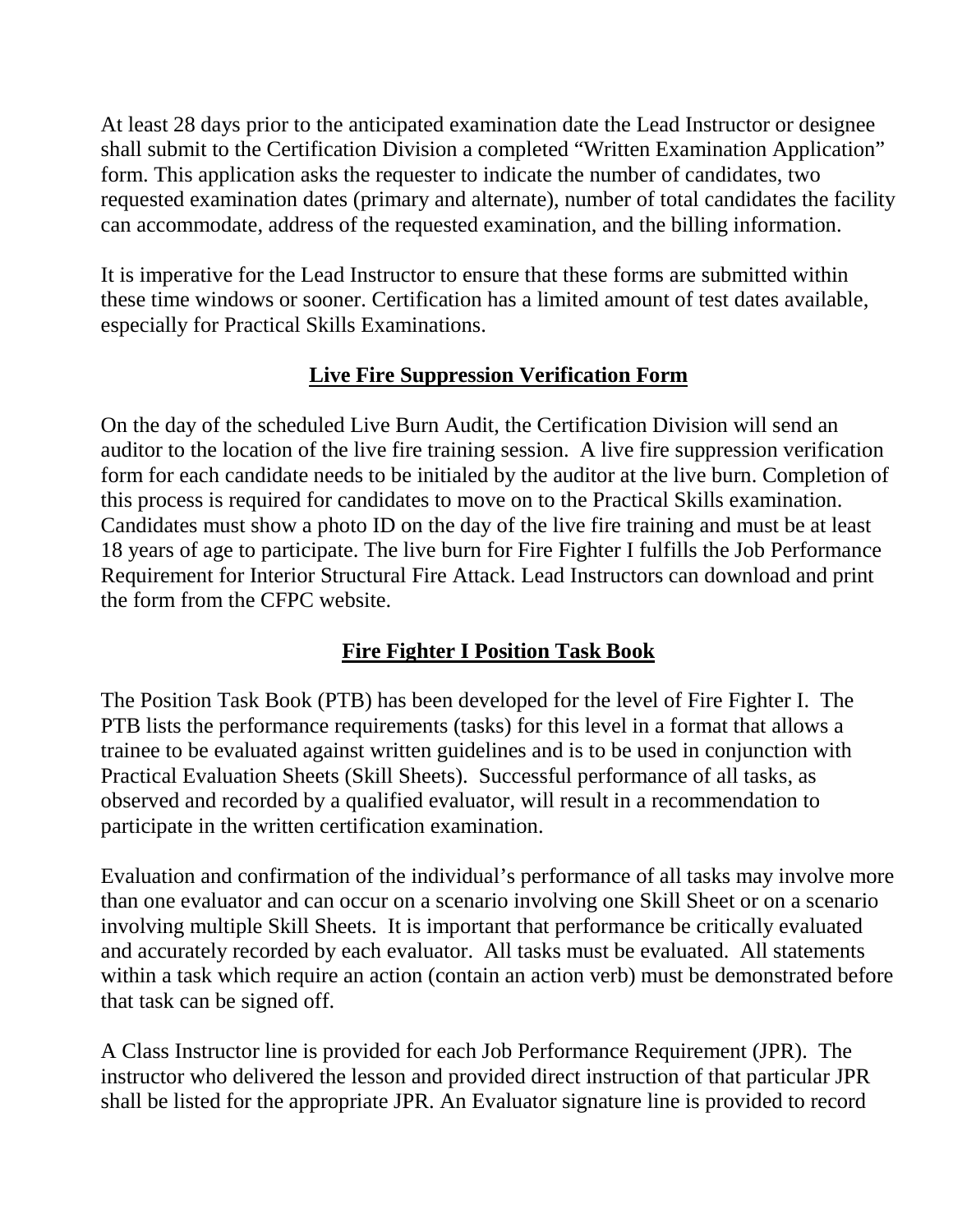At least 28 days prior to the anticipated examination date the Lead Instructor or designee shall submit to the Certification Division a completed "Written Examination Application" form. This application asks the requester to indicate the number of candidates, two requested examination dates (primary and alternate), number of total candidates the facility can accommodate, address of the requested examination, and the billing information.

It is imperative for the Lead Instructor to ensure that these forms are submitted within these time windows or sooner. Certification has a limited amount of test dates available, especially for Practical Skills Examinations.

## Live Fire Suppression Verification Form

On the day of the scheduled Live Burn Audit, the Certification Division will send an auditor to the location of the live fire training session. A live fire suppression verification form for each candidate needs to be initialed by the auditor at the live burn. Completion of this process is required for candidates to move on to the Practical Skills examination. Candidates must show a photo ID on the day of the live fire training and must be at least 18 years of age to participate. The live burn for Fire Fighter I fulfills the Job Performance Requirement for Interior Structural Fire Attack. Lead Instructors can download and print the form from the CFPC website.

## Fire Fighter I Position Task Book

The Position Task Book (PTB) has been developed for the level of Fire Fighter I. The PTB lists the performance requirements (tasks) for this level in a format that allows a trainee to be evaluated against written guidelines and is to be used in conjunction with Practical Evaluation Sheets (Skill Sheets). Successful performance of all tasks, as observed and recorded by a qualified evaluator, will result in a recommendation to participate in the written certification examination.

Evaluation and confirmation of the individual's performance of all tasks may involve more than one evaluator and can occur on a scenario involving one Skill Sheet or on a scenario involving multiple Skill Sheets. It is important that performance be critically evaluated and accurately recorded by each evaluator. All tasks must be evaluated. All statements within a task which require an action (contain an action verb) must be demonstrated before that task can be signed off.

A Class Instructor line is provided for each Job Performance Requirement (JPR). The instructor who delivered the lesson and provided direct instruction of that particular JPR shall be listed for the appropriate JPR. An Evaluator signature line is provided to record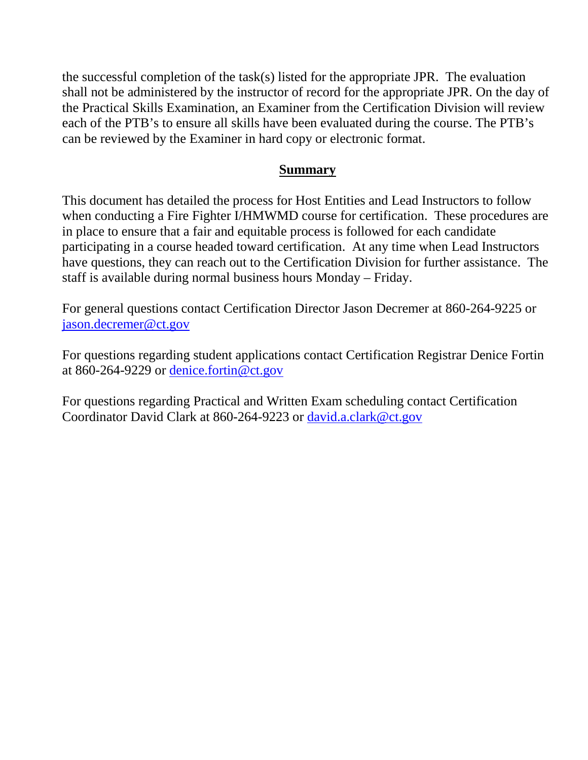the successful completion of the task(s) listed for the appropriate JPR. The evaluation shall not be administered by the instructor of record for the appropriate JPR. On the day of the Practical Skills Examination, an Examiner from the Certification Division will review each of the PTB's to ensure all skills have been evaluated during the course. The PTB's can be reviewed by the Examiner in hard copy or electronic format.

## Summary

This document has detailed the process for Host Entities and Lead Instructors to follow when conducting a Fire Fighter I/HMWMD course for certification. These procedures are in place to ensure that a fair and equitable process is followed for each candidate participating in a course headed toward certification. At any time when Lead Instructors have questions, they can reach out to the Certification Division for further assistance. The staff is available during normal business hours Monday – Friday.

For general questions contact Certification Director Jason Decremer at 860-264-9225 or jason.decremer@ct.gov

For questions regarding student applications contact Certification Registrar Denice Fortin at 860-264-9229 or denice.fortin@ct.gov

For questions regarding Practical and Written Exam scheduling contact Certification Coordinator David Clark at 860-264-9223 or david.a.clark@ct.gov